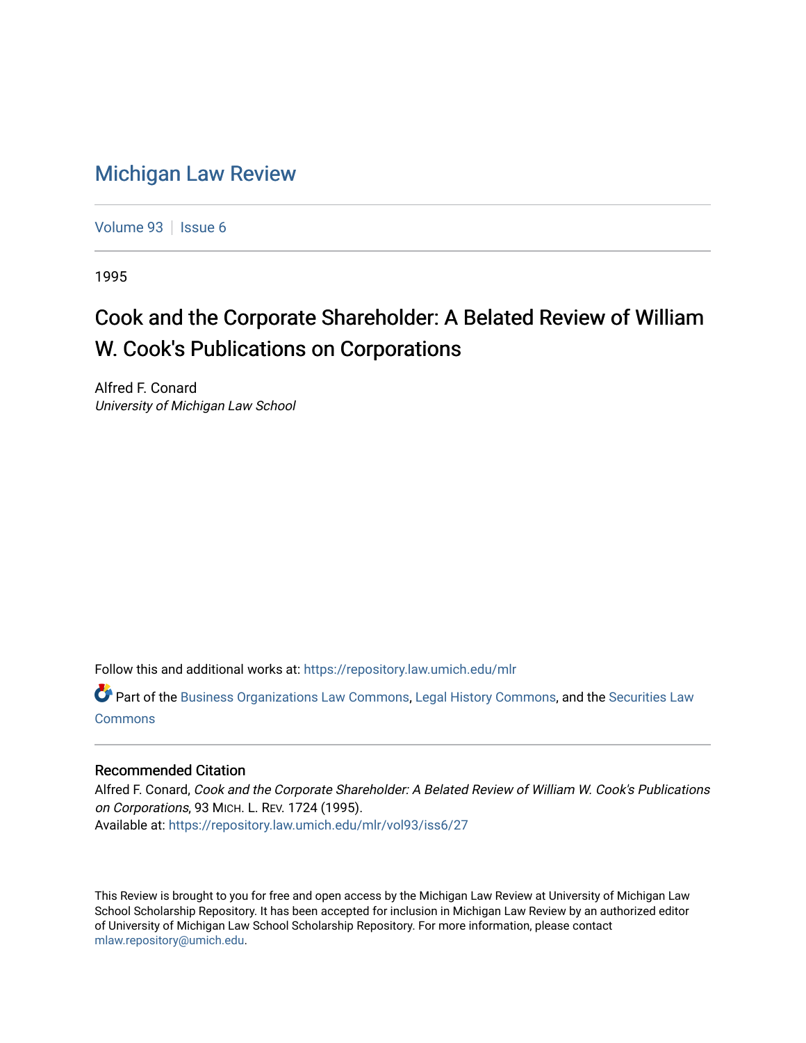# Michigan Law Review

Volume 93 | Issue 6

1995

## Cook and the Corporate Shareholder: A Belated Review of William W. Cook's Publications on Corporations

Alfred F. Conard
*University of Michigan Law School*

Follow this and additional works at: https://repository.law.umich.edu/mlr

Part of the Business Organizations Law Commons, Legal History Commons, and the Securities Law Commons

### Recommended Citation

Alfred F. Conard, *Cook and the Corporate Shareholder: A Belated Review of William W. Cook's Publications on Corporations*, 93 MICH. L. REV. 1724 (1995).
Available at: https://repository.law.umich.edu/mlr/vol93/iss6/27

This Review is brought to you for free and open access by the Michigan Law Review at University of Michigan Law School Scholarship Repository. It has been accepted for inclusion in Michigan Law Review by an authorized editor of University of Michigan Law School Scholarship Repository. For more information, please contact mlaw.repository@umich.edu.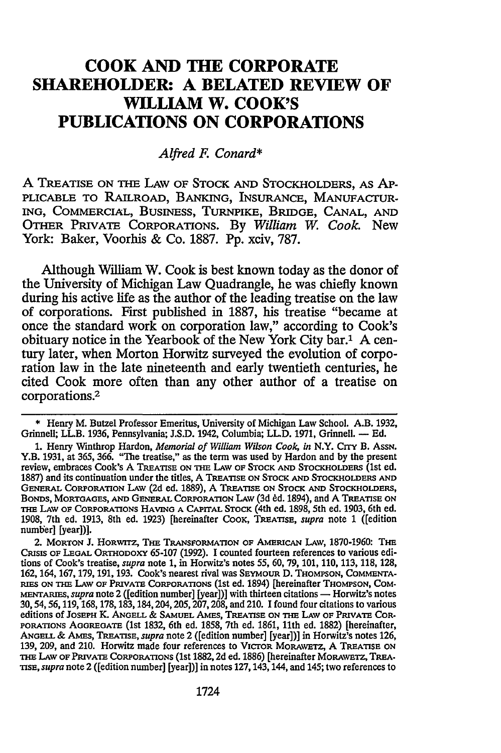# COOK AND THE CORPORATE SHAREHOLDER: A BELATED REVIEW OF WILLIAM W. COOK'S PUBLICATIONS ON CORPORATIONS

*Alfred F. Conard**

A TREATISE ON THE LAW OF STOCK AND STOCKHOLDERS, AS APPLICABLE TO RAILROAD, BANKING, INSURANCE, MANUFACTURING, COMMERCIAL, BUSINESS, TURNPIKE, BRIDGE, CANAL, AND OTHER PRIVATE CORPORATIONS. By *William W. Cook*. New York: Baker, Voorhis & Co. 1887. Pp. xciv, 787.

Although William W. Cook is best known today as the donor of the University of Michigan Law Quadrangle, he was chiefly known during his active life as the author of the leading treatise on the law of corporations. First published in 1887, his treatise "became at once the standard work on corporation law," according to Cook's obituary notice in the Yearbook of the New York City bar.[1] A century later, when Morton Horwitz surveyed the evolution of corporation law in the late nineteenth and early twentieth centuries, he cited Cook more often than any other author of a treatise on corporations.[2]

---

\* Henry M. Butzel Professor Emeritus, University of Michigan Law School. A.B. 1932, Grinnell; LL.B. 1936, Pennsylvania; J.S.D. 1942, Columbia; LL.D. 1971, Grinnell. — Ed.

1. Henry Winthrop Hardon, *Memorial of William Wilson Cook*, *in* N.Y. CITY B. ASSN. Y.B. 1931, at 365, 366. "The treatise," as the term was used by Hardon and by the present review, embraces Cook's A TREATISE ON THE LAW OF STOCK AND STOCKHOLDERS (1st ed. 1887) and its continuation under the titles, A TREATISE ON STOCK AND STOCKHOLDERS AND GENERAL CORPORATION LAW (2d ed. 1889), A TREATISE ON STOCK AND STOCKHOLDERS, BONDS, MORTGAGES, AND GENERAL CORPORATION LAW (3d ed. 1894), and A TREATISE ON THE LAW OF CORPORATIONS HAVING A CAPITAL STOCK (4th ed. 1898, 5th ed. 1903, 6th ed. 1908, 7th ed. 1913, 8th ed. 1923) [hereinafter COOK, TREATISE, *supra* note 1 ([edition number] [year])].

2. MORTON J. HORWITZ, THE TRANSFORMATION OF AMERICAN LAW, 1870-1960: THE CRISIS OF LEGAL ORTHODOXY 65-107 (1992). I counted fourteen references to various editions of Cook's treatise, *supra* note 1, in Horwitz's notes 55, 60, 79, 101, 110, 113, 118, 128, 162, 164, 167, 179, 191, 193. Cook's nearest rival was SEYMOUR D. THOMPSON, COMMENTARIES ON THE LAW OF PRIVATE CORPORATIONS (1st ed. 1894) [hereinafter THOMPSON, COMMENTARIES, *supra* note 2 ([edition number] [year])] with thirteen citations — Horwitz's notes 30, 54, 56, 119, 168, 178, 183, 184, 204, 205, 207, 208, and 210. I found four citations to various editions of JOSEPH K. ANGELL & SAMUEL AMES, TREATISE ON THE LAW OF PRIVATE CORPORATIONS AGGREGATE (1st 1832, 6th ed. 1858, 7th ed. 1861, 11th ed. 1882) [hereinafter, ANGELL & AMES, TREATISE, *supra* note 2 ([edition number] [year])] in Horwitz's notes 126, 139, 209, and 210. Horwitz made four references to VICTOR MORAWETZ, A TREATISE ON THE LAW OF PRIVATE CORPORATIONS (1st 1882, 2d ed. 1886) [hereinafter MORAWETZ, TREATISE, *supra* note 2 ([edition number] [year])] in notes 127, 143, 144, and 145; two references to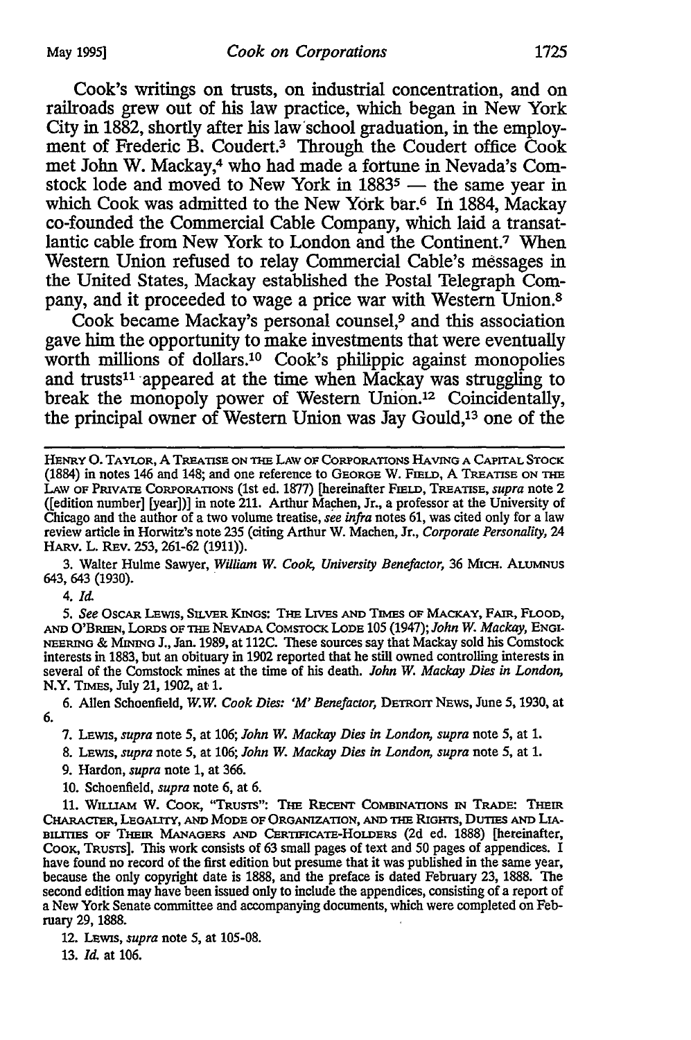Cook's writings on trusts, on industrial concentration, and on railroads grew out of his law practice, which began in New York City in 1882, shortly after his law school graduation, in the employment of Frederic B. Coudert.[3] Through the Coudert office Cook met John W. Mackay,[4] who had made a fortune in Nevada's Comstock lode and moved to New York in 1883[5] — the same year in which Cook was admitted to the New York bar.[6] In 1884, Mackay co-founded the Commercial Cable Company, which laid a transatlantic cable from New York to London and the Continent.[7] When Western Union refused to relay Commercial Cable's messages in the United States, Mackay established the Postal Telegraph Company, and it proceeded to wage a price war with Western Union.[8]

Cook became Mackay's personal counsel,[9] and this association gave him the opportunity to make investments that were eventually worth millions of dollars.[10] Cook's philippic against monopolies and trusts[11] appeared at the time when Mackay was struggling to break the monopoly power of Western Union.[12] Coincidentally, the principal owner of Western Union was Jay Gould,[13] one of the

---

Henry O. Taylor, A Treatise on the Law of Corporations Having a Capital Stock (1884) in notes 146 and 148; and one reference to George W. Field, A Treatise on the Law of Private Corporations (1st ed. 1877) [hereinafter Field, Treatise, *supra* note 2 ([edition number] [year])] in note 211. Arthur Machen, Jr., a professor at the University of Chicago and the author of a two volume treatise, *see infra* notes 61, was cited only for a law review article in Horwitz's note 235 (citing Arthur W. Machen, Jr., *Corporate Personality*, 24 Harv. L. Rev. 253, 261-62 (1911)).

3. Walter Hulme Sawyer, *William W. Cook, University Benefactor*, 36 Mich. Alumnus 643, 643 (1930).

4. *Id.*

5. *See* Oscar Lewis, Silver Kings: The Lives and Times of Mackay, Fair, Flood, and O'Brien, Lords of the Nevada Comstock Lode 105 (1947); *John W. Mackay*, Engineering & Mining J., Jan. 1989, at 112C. These sources say that Mackay sold his Comstock interests in 1883, but an obituary in 1902 reported that he still owned controlling interests in several of the Comstock mines at the time of his death. *John W. Mackay Dies in London*, N.Y. Times, July 21, 1902, at 1.

6. Allen Schoenfield, *W.W. Cook Dies: 'M' Benefactor*, Detroit News, June 5, 1930, at 6.

7. Lewis, *supra* note 5, at 106; *John W. Mackay Dies in London*, *supra* note 5, at 1.

8. Lewis, *supra* note 5, at 106; *John W. Mackay Dies in London*, *supra* note 5, at 1.

9. Hardon, *supra* note 1, at 366.

10. Schoenfield, *supra* note 6, at 6.

11. William W. Cook, "Trusts": The Recent Combinations in Trade: Their Character, Legality, and Mode of Organization, and the Rights, Duties and Liabilities of Their Managers and Certificate-Holders (2d ed. 1888) [hereinafter, Cook, Trusts]. This work consists of 63 small pages of text and 50 pages of appendices. I have found no record of the first edition but presume that it was published in the same year, because the only copyright date is 1888, and the preface is dated February 23, 1888. The second edition may have been issued only to include the appendices, consisting of a report of a New York Senate committee and accompanying documents, which were completed on February 29, 1888.

12. Lewis, *supra* note 5, at 105-08.

13. *Id.* at 106.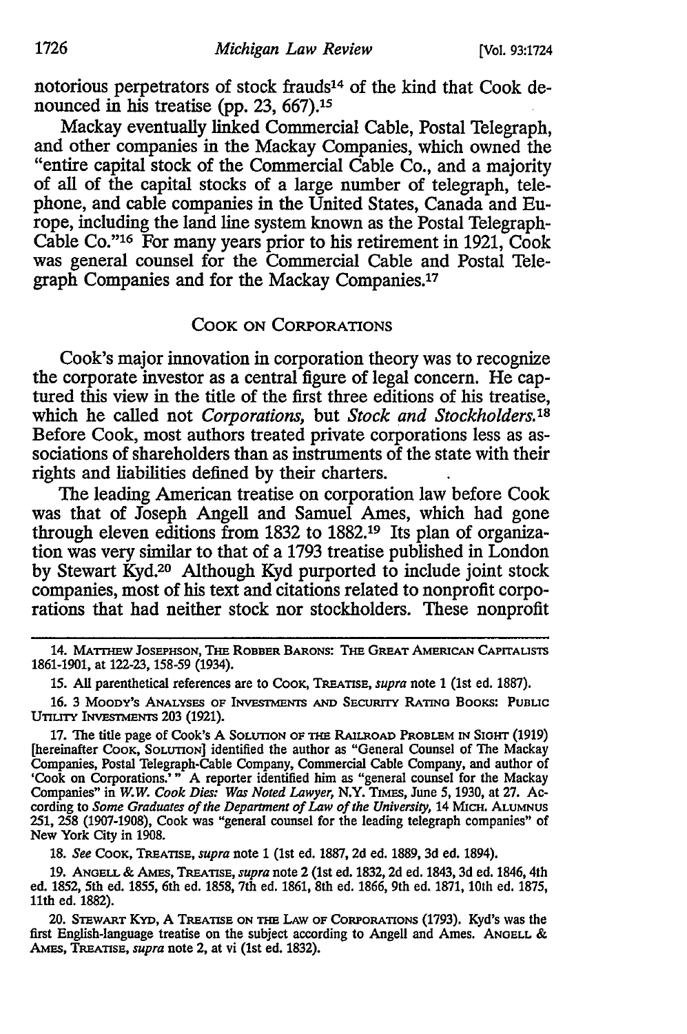notorious perpetrators of stock frauds[14] of the kind that Cook denounced in his treatise (pp. 23, 667).[15]

Mackay eventually linked Commercial Cable, Postal Telegraph, and other companies in the Mackay Companies, which owned the "entire capital stock of the Commercial Cable Co., and a majority of all of the capital stocks of a large number of telegraph, telephone, and cable companies in the United States, Canada and Europe, including the land line system known as the Postal Telegraph-Cable Co."[16] For many years prior to his retirement in 1921, Cook was general counsel for the Commercial Cable and Postal Telegraph Companies and for the Mackay Companies.[17]

## Cook on Corporations

Cook's major innovation in corporation theory was to recognize the corporate investor as a central figure of legal concern. He captured this view in the title of the first three editions of his treatise, which he called not *Corporations,* but *Stock and Stockholders.*[18] Before Cook, most authors treated private corporations less as associations of shareholders than as instruments of the state with their rights and liabilities defined by their charters.

The leading American treatise on corporation law before Cook was that of Joseph Angell and Samuel Ames, which had gone through eleven editions from 1832 to 1882.[19] Its plan of organization was very similar to that of a 1793 treatise published in London by Stewart Kyd.[20] Although Kyd purported to include joint stock companies, most of his text and citations related to nonprofit corporations that had neither stock nor stockholders. These nonprofit

---

14. Matthew Josephson, The Robber Barons: The Great American Capitalists 1861-1901, at 122-23, 158-59 (1934).

15. All parenthetical references are to Cook, Treatise, *supra* note 1 (1st ed. 1887).

16. 3 Moody's Analyses of Investments and Security Rating Books: Public Utility Investments 203 (1921).

17. The title page of Cook's A Solution of the Railroad Problem in Sight (1919) [hereinafter Cook, Solution] identified the author as "General Counsel of The Mackay Companies, Postal Telegraph-Cable Company, Commercial Cable Company, and author of 'Cook on Corporations.'" A reporter identified him as "general counsel for the Mackay Companies" in *W.W. Cook Dies: Was Noted Lawyer,* N.Y. Times, June 5, 1930, at 27. According to *Some Graduates of the Department of Law of the University,* 14 Mich. Alumnus 251, 258 (1907-1908), Cook was "general counsel for the leading telegraph companies" of New York City in 1908.

18. *See* Cook, Treatise, *supra* note 1 (1st ed. 1887, 2d ed. 1889, 3d ed. 1894).

19. Angell & Ames, Treatise, *supra* note 2 (1st ed. 1832, 2d ed. 1843, 3d ed. 1846, 4th ed. 1852, 5th ed. 1855, 6th ed. 1858, 7th ed. 1861, 8th ed. 1866, 9th ed. 1871, 10th ed. 1875, 11th ed. 1882).

20. Stewart Kyd, A Treatise on the Law of Corporations (1793). Kyd's was the first English-language treatise on the subject according to Angell and Ames. Angell & Ames, Treatise, *supra* note 2, at vi (1st ed. 1832).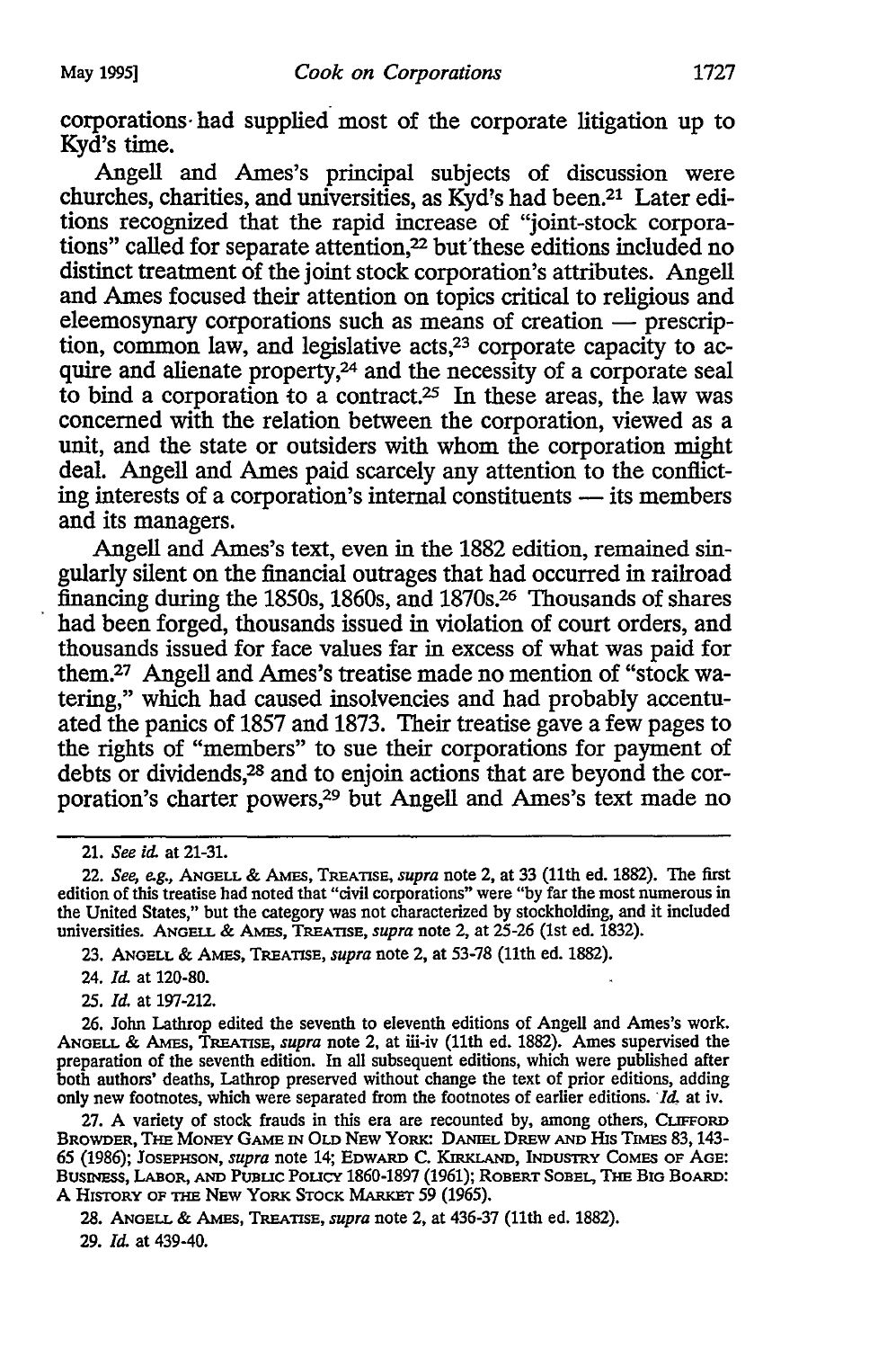corporations had supplied most of the corporate litigation up to Kyd's time.

Angell and Ames's principal subjects of discussion were churches, charities, and universities, as Kyd's had been.[21] Later editions recognized that the rapid increase of "joint-stock corporations" called for separate attention,[22] but these editions included no distinct treatment of the joint stock corporation's attributes. Angell and Ames focused their attention on topics critical to religious and eleemosynary corporations such as means of creation — prescription, common law, and legislative acts,[23] corporate capacity to acquire and alienate property,[24] and the necessity of a corporate seal to bind a corporation to a contract.[25] In these areas, the law was concerned with the relation between the corporation, viewed as a unit, and the state or outsiders with whom the corporation might deal. Angell and Ames paid scarcely any attention to the conflicting interests of a corporation's internal constituents — its members and its managers.

Angell and Ames's text, even in the 1882 edition, remained singularly silent on the financial outrages that had occurred in railroad financing during the 1850s, 1860s, and 1870s.[26] Thousands of shares had been forged, thousands issued in violation of court orders, and thousands issued for face values far in excess of what was paid for them.[27] Angell and Ames's treatise made no mention of "stock watering," which had caused insolvencies and had probably accentuated the panics of 1857 and 1873. Their treatise gave a few pages to the rights of "members" to sue their corporations for payment of debts or dividends,[28] and to enjoin actions that are beyond the corporation's charter powers,[29] but Angell and Ames's text made no

---

21. *See id.* at 21-31.

22. *See, e.g.*, ANGELL & AMES, TREATISE, *supra* note 2, at 33 (11th ed. 1882). The first edition of this treatise had noted that "civil corporations" were "by far the most numerous in the United States," but the category was not characterized by stockholding, and it included universities. ANGELL & AMES, TREATISE, *supra* note 2, at 25-26 (1st ed. 1832).

23. ANGELL & AMES, TREATISE, *supra* note 2, at 53-78 (11th ed. 1882).

24. *Id.* at 120-80.

25. *Id.* at 197-212.

26. John Lathrop edited the seventh to eleventh editions of Angell and Ames's work. ANGELL & AMES, TREATISE, *supra* note 2, at iii-iv (11th ed. 1882). Ames supervised the preparation of the seventh edition. In all subsequent editions, which were published after both authors' deaths, Lathrop preserved without change the text of prior editions, adding only new footnotes, which were separated from the footnotes of earlier editions. *Id.* at iv.

27. A variety of stock frauds in this era are recounted by, among others, CLIFFORD BROWDER, THE MONEY GAME IN OLD NEW YORK: DANIEL DREW AND HIS TIMES 83, 143-65 (1986); JOSEPHSON, *supra* note 14; EDWARD C. KIRKLAND, INDUSTRY COMES OF AGE: BUSINESS, LABOR, AND PUBLIC POLICY 1860-1897 (1961); ROBERT SOBEL, THE BIG BOARD: A HISTORY OF THE NEW YORK STOCK MARKET 59 (1965).

28. ANGELL & AMES, TREATISE, *supra* note 2, at 436-37 (11th ed. 1882).

29. *Id.* at 439-40.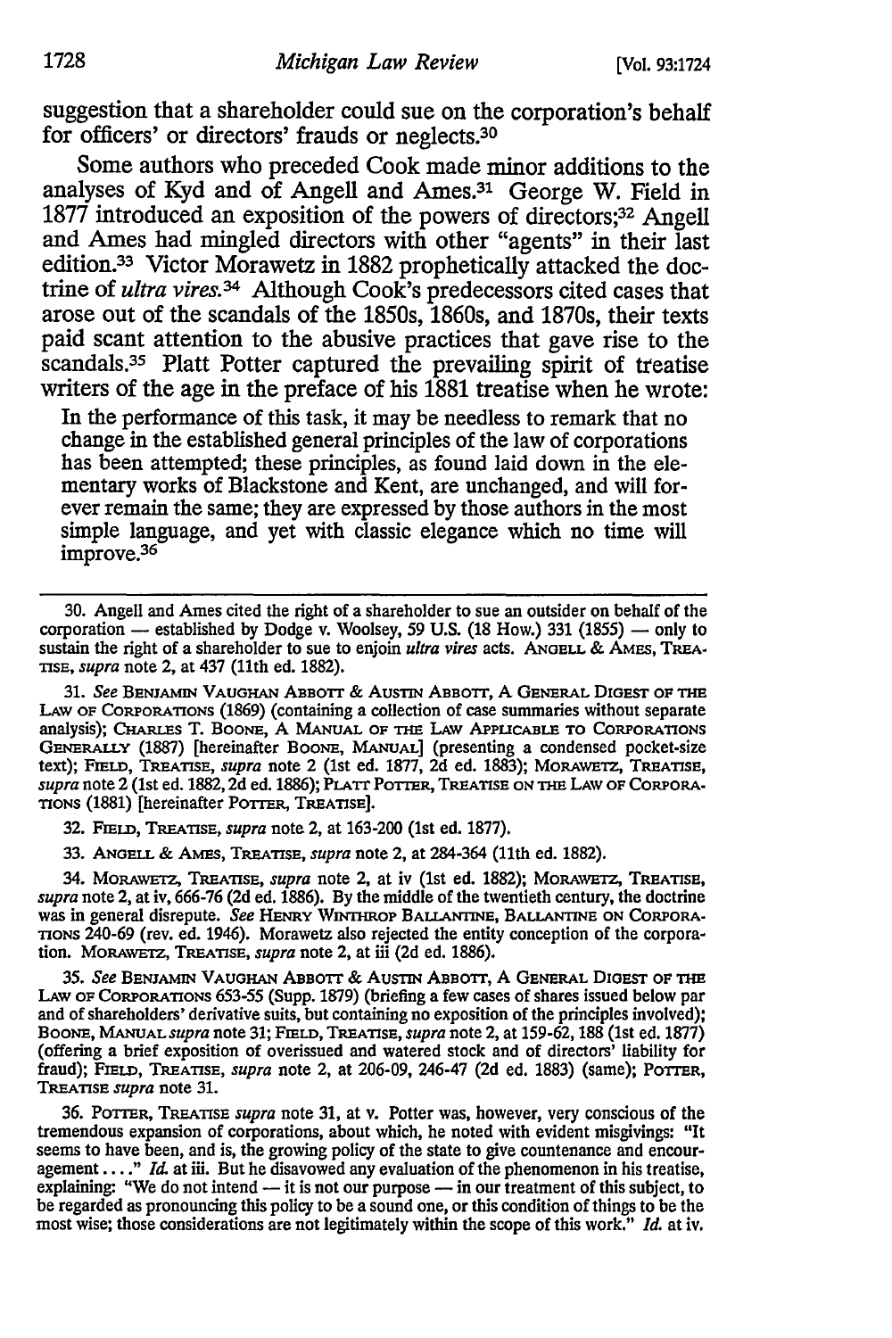suggestion that a shareholder could sue on the corporation's behalf for officers' or directors' frauds or neglects.[30]

Some authors who preceded Cook made minor additions to the analyses of Kyd and of Angell and Ames.[31] George W. Field in 1877 introduced an exposition of the powers of directors;[32] Angell and Ames had mingled directors with other "agents" in their last edition.[33] Victor Morawetz in 1882 prophetically attacked the doctrine of *ultra vires.*[34] Although Cook's predecessors cited cases that arose out of the scandals of the 1850s, 1860s, and 1870s, their texts paid scant attention to the abusive practices that gave rise to the scandals.[35] Platt Potter captured the prevailing spirit of treatise writers of the age in the preface of his 1881 treatise when he wrote:

> In the performance of this task, it may be needless to remark that no change in the established general principles of the law of corporations has been attempted; these principles, as found laid down in the elementary works of Blackstone and Kent, are unchanged, and will forever remain the same; they are expressed by those authors in the most simple language, and yet with classic elegance which no time will improve.[36]

---

30. Angell and Ames cited the right of a shareholder to sue an outsider on behalf of the corporation — established by Dodge v. Woolsey, 59 U.S. (18 How.) 331 (1855) — only to sustain the right of a shareholder to sue to enjoin *ultra vires* acts. ANGELL & AMES, TREATISE, *supra* note 2, at 437 (11th ed. 1882).

31. *See* BENJAMIN VAUGHAN ABBOTT & AUSTIN ABBOTT, A GENERAL DIGEST OF THE LAW OF CORPORATIONS (1869) (containing a collection of case summaries without separate analysis); CHARLES T. BOONE, A MANUAL OF THE LAW APPLICABLE TO CORPORATIONS GENERALLY (1887) [hereinafter BOONE, MANUAL] (presenting a condensed pocket-size text); FIELD, TREATISE, *supra* note 2 (1st ed. 1877, 2d ed. 1883); MORAWETZ, TREATISE, *supra* note 2 (1st ed. 1882, 2d ed. 1886); PLATT POTTER, TREATISE ON THE LAW OF CORPORATIONS (1881) [hereinafter POTTER, TREATISE].

32. FIELD, TREATISE, *supra* note 2, at 163-200 (1st ed. 1877).

33. ANGELL & AMES, TREATISE, *supra* note 2, at 284-364 (11th ed. 1882).

34. MORAWETZ, TREATISE, *supra* note 2, at iv (1st ed. 1882); MORAWETZ, TREATISE, *supra* note 2, at iv, 666-76 (2d ed. 1886). By the middle of the twentieth century, the doctrine was in general disrepute. *See* HENRY WINTHROP BALLANTINE, BALLANTINE ON CORPORATIONS 240-69 (rev. ed. 1946). Morawetz also rejected the entity conception of the corporation. MORAWETZ, TREATISE, *supra* note 2, at iii (2d ed. 1886).

35. *See* BENJAMIN VAUGHAN ABBOTT & AUSTIN ABBOTT, A GENERAL DIGEST OF THE LAW OF CORPORATIONS 653-55 (Supp. 1879) (briefing a few cases of shares issued below par and of shareholders' derivative suits, but containing no exposition of the principles involved); BOONE, MANUAL *supra* note 31; FIELD, TREATISE, *supra* note 2, at 159-62, 188 (1st ed. 1877) (offering a brief exposition of overissued and watered stock and of directors' liability for fraud); FIELD, TREATISE, *supra* note 2, at 206-09, 246-47 (2d ed. 1883) (same); POTTER, TREATISE *supra* note 31.

36. POTTER, TREATISE *supra* note 31, at v. Potter was, however, very conscious of the tremendous expansion of corporations, about which, he noted with evident misgivings: "It seems to have been, and is, the growing policy of the state to give countenance and encouragement . . . ." *Id.* at iii. But he disavowed any evaluation of the phenomenon in his treatise, explaining: "We do not intend — it is not our purpose — in our treatment of this subject, to be regarded as pronouncing this policy to be a sound one, or this condition of things to be the most wise; those considerations are not legitimately within the scope of this work." *Id.* at iv.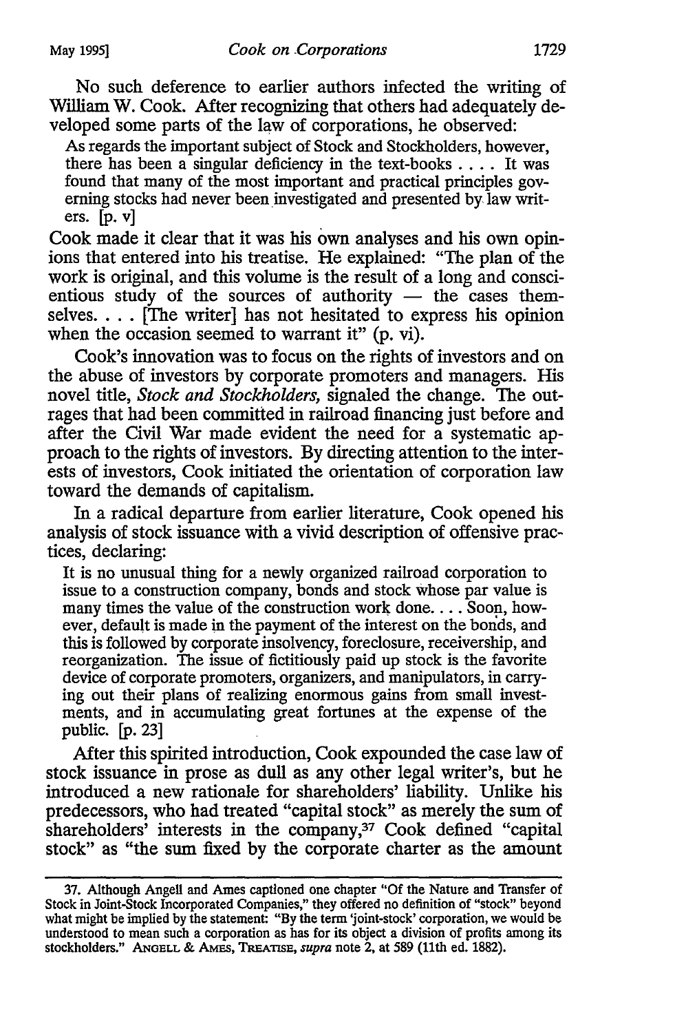No such deference to earlier authors infected the writing of William W. Cook. After recognizing that others had adequately developed some parts of the law of corporations, he observed:

> As regards the important subject of Stock and Stockholders, however, there has been a singular deficiency in the text-books . . . . It was found that many of the most important and practical principles governing stocks had never been investigated and presented by law writers. [p. v]

Cook made it clear that it was his own analyses and his own opinions that entered into his treatise. He explained: "The plan of the work is original, and this volume is the result of a long and conscientious study of the sources of authority — the cases themselves. . . . [The writer] has not hesitated to express his opinion when the occasion seemed to warrant it" (p. vi).

Cook's innovation was to focus on the rights of investors and on the abuse of investors by corporate promoters and managers. His novel title, *Stock and Stockholders,* signaled the change. The outrages that had been committed in railroad financing just before and after the Civil War made evident the need for a systematic approach to the rights of investors. By directing attention to the interests of investors, Cook initiated the orientation of corporation law toward the demands of capitalism.

In a radical departure from earlier literature, Cook opened his analysis of stock issuance with a vivid description of offensive practices, declaring:

> It is no unusual thing for a newly organized railroad corporation to issue to a construction company, bonds and stock whose par value is many times the value of the construction work done. . . . Soon, however, default is made in the payment of the interest on the bonds, and this is followed by corporate insolvency, foreclosure, receivership, and reorganization. The issue of fictitiously paid up stock is the favorite device of corporate promoters, organizers, and manipulators, in carrying out their plans of realizing enormous gains from small investments, and in accumulating great fortunes at the expense of the public. [p. 23]

After this spirited introduction, Cook expounded the case law of stock issuance in prose as dull as any other legal writer's, but he introduced a new rationale for shareholders' liability. Unlike his predecessors, who had treated "capital stock" as merely the sum of shareholders' interests in the company,[37] Cook defined "capital stock" as "the sum fixed by the corporate charter as the amount

---

37. Although Angell and Ames captioned one chapter "Of the Nature and Transfer of Stock in Joint-Stock Incorporated Companies," they offered no definition of "stock" beyond what might be implied by the statement: "By the term 'joint-stock' corporation, we would be understood to mean such a corporation as has for its object a division of profits among its stockholders." ANGELL & AMES, TREATISE, *supra* note 2, at 589 (11th ed. 1882).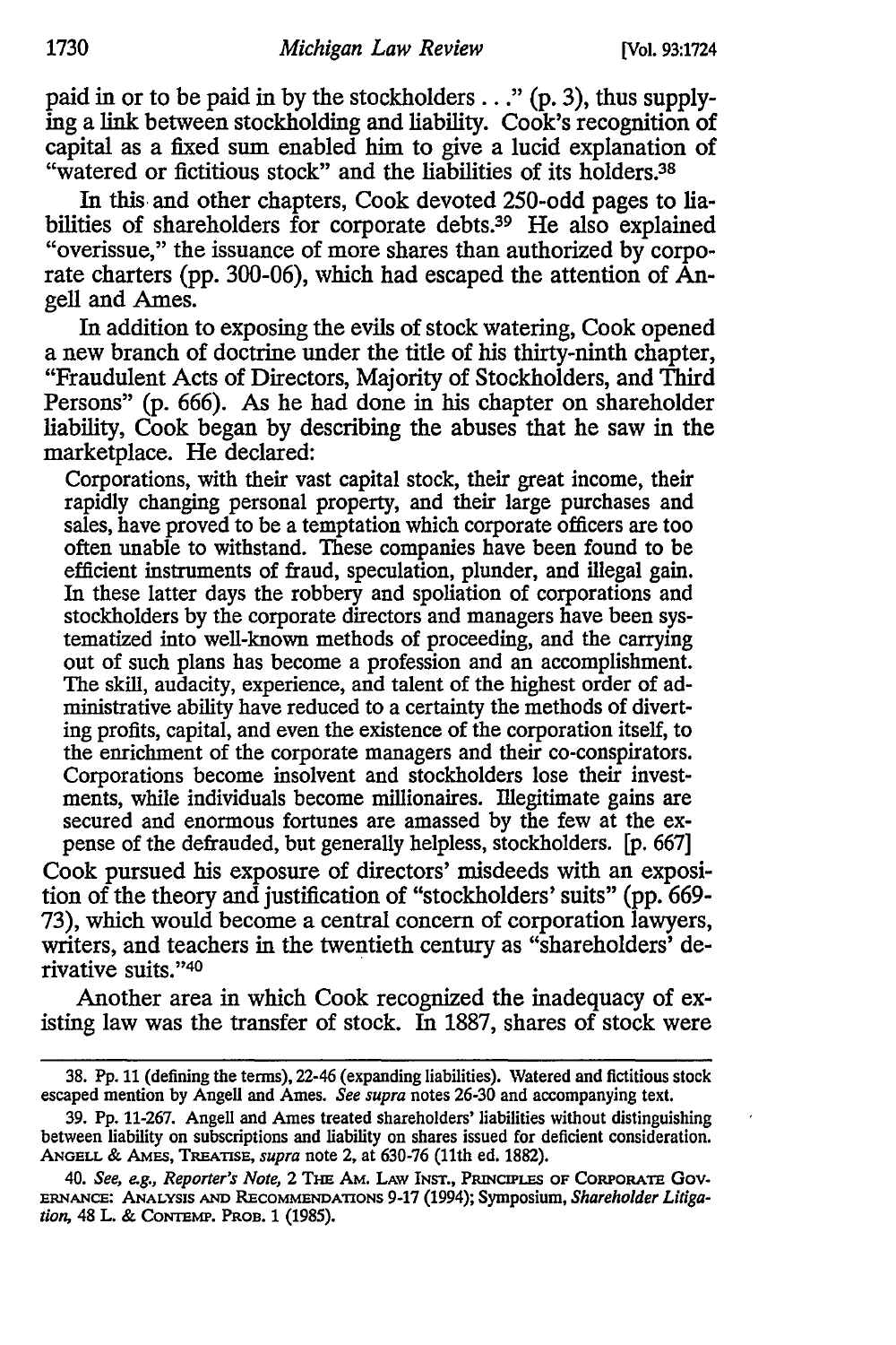paid in or to be paid in by the stockholders . . ." (p. 3), thus supplying a link between stockholding and liability. Cook's recognition of capital as a fixed sum enabled him to give a lucid explanation of "watered or fictitious stock" and the liabilities of its holders.[38]

In this and other chapters, Cook devoted 250-odd pages to liabilities of shareholders for corporate debts.[39] He also explained "overissue," the issuance of more shares than authorized by corporate charters (pp. 300-06), which had escaped the attention of Angell and Ames.

In addition to exposing the evils of stock watering, Cook opened a new branch of doctrine under the title of his thirty-ninth chapter, "Fraudulent Acts of Directors, Majority of Stockholders, and Third Persons" (p. 666). As he had done in his chapter on shareholder liability, Cook began by describing the abuses that he saw in the marketplace. He declared:

> Corporations, with their vast capital stock, their great income, their rapidly changing personal property, and their large purchases and sales, have proved to be a temptation which corporate officers are too often unable to withstand. These companies have been found to be efficient instruments of fraud, speculation, plunder, and illegal gain. In these latter days the robbery and spoliation of corporations and stockholders by the corporate directors and managers have been systematized into well-known methods of proceeding, and the carrying out of such plans has become a profession and an accomplishment. The skill, audacity, experience, and talent of the highest order of administrative ability have reduced to a certainty the methods of diverting profits, capital, and even the existence of the corporation itself, to the enrichment of the corporate managers and their co-conspirators. Corporations become insolvent and stockholders lose their investments, while individuals become millionaires. Illegitimate gains are secured and enormous fortunes are amassed by the few at the expense of the defrauded, but generally helpless, stockholders. [p. 667]

Cook pursued his exposure of directors' misdeeds with an exposition of the theory and justification of "stockholders' suits" (pp. 669-73), which would become a central concern of corporation lawyers, writers, and teachers in the twentieth century as "shareholders' derivative suits."[40]

Another area in which Cook recognized the inadequacy of existing law was the transfer of stock. In 1887, shares of stock were

---

38. Pp. 11 (defining the terms), 22-46 (expanding liabilities). Watered and fictitious stock escaped mention by Angell and Ames. *See supra* notes 26-30 and accompanying text.

39. Pp. 11-267. Angell and Ames treated shareholders' liabilities without distinguishing between liability on subscriptions and liability on shares issued for deficient consideration. ANGELL & AMES, TREATISE, *supra* note 2, at 630-76 (11th ed. 1882).

40. *See, e.g., Reporter's Note*, 2 THE AM. LAW INST., PRINCIPLES OF CORPORATE GOVERNANCE: ANALYSIS AND RECOMMENDATIONS 9-17 (1994); Symposium, *Shareholder Litigation*, 48 L. & CONTEMP. PROB. 1 (1985).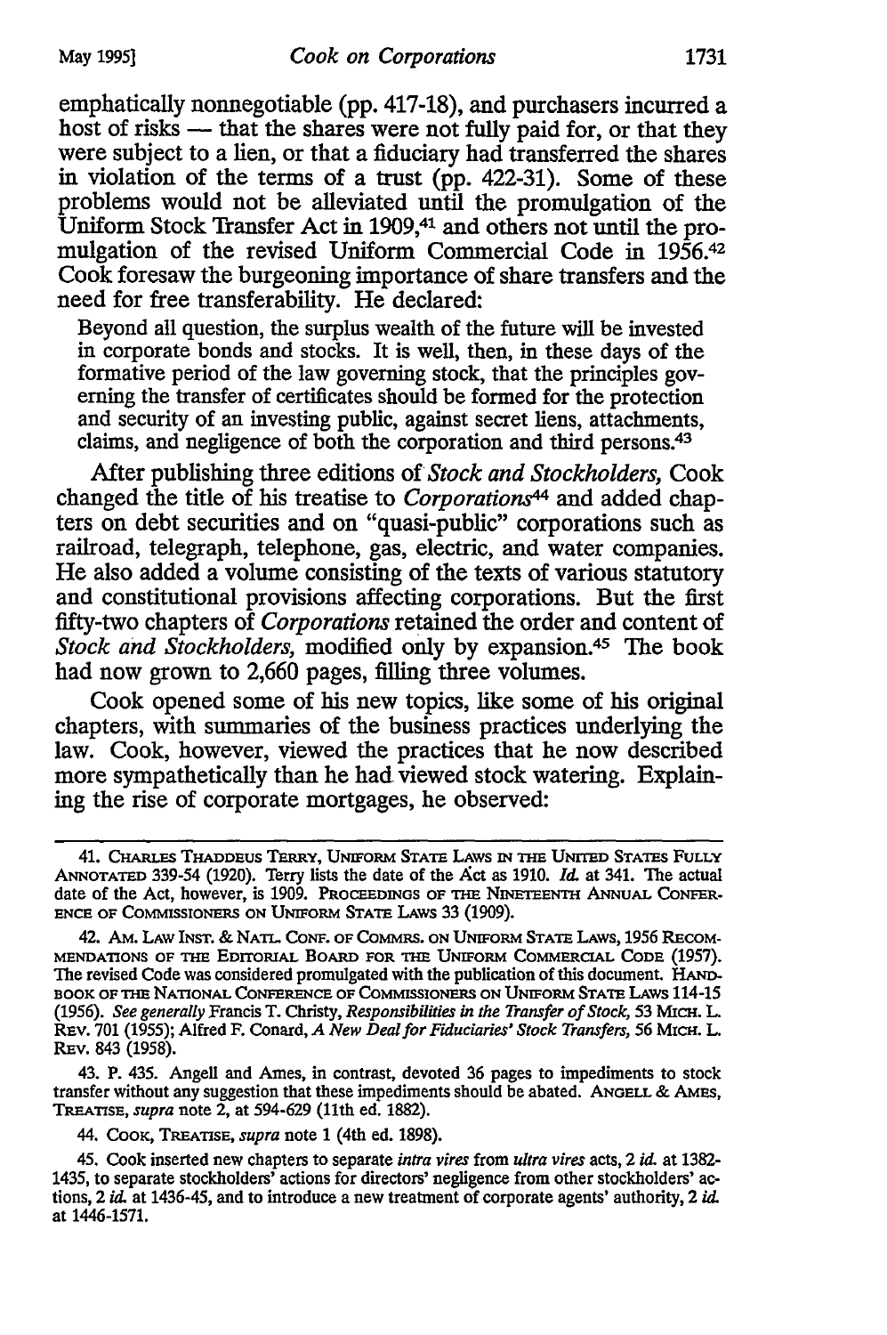emphatically nonnegotiable (pp. 417-18), and purchasers incurred a host of risks — that the shares were not fully paid for, or that they were subject to a lien, or that a fiduciary had transferred the shares in violation of the terms of a trust (pp. 422-31). Some of these problems would not be alleviated until the promulgation of the Uniform Stock Transfer Act in 1909,[41] and others not until the promulgation of the revised Uniform Commercial Code in 1956.[42] Cook foresaw the burgeoning importance of share transfers and the need for free transferability. He declared:

> Beyond all question, the surplus wealth of the future will be invested in corporate bonds and stocks. It is well, then, in these days of the formative period of the law governing stock, that the principles governing the transfer of certificates should be formed for the protection and security of an investing public, against secret liens, attachments, claims, and negligence of both the corporation and third persons.[43]

After publishing three editions of *Stock and Stockholders,* Cook changed the title of his treatise to *Corporations*[44] and added chapters on debt securities and on "quasi-public" corporations such as railroad, telegraph, telephone, gas, electric, and water companies. He also added a volume consisting of the texts of various statutory and constitutional provisions affecting corporations. But the first fifty-two chapters of *Corporations* retained the order and content of *Stock and Stockholders,* modified only by expansion.[45] The book had now grown to 2,660 pages, filling three volumes.

Cook opened some of his new topics, like some of his original chapters, with summaries of the business practices underlying the law. Cook, however, viewed the practices that he now described more sympathetically than he had viewed stock watering. Explaining the rise of corporate mortgages, he observed:

---

41. Charles Thaddeus Terry, Uniform State Laws in the United States Fully Annotated 339-54 (1920). Terry lists the date of the Act as 1910. *Id.* at 341. The actual date of the Act, however, is 1909. Proceedings of the Nineteenth Annual Conference of Commissioners on Uniform State Laws 33 (1909).

42. Am. Law Inst. & Natl. Conf. of Commrs. on Uniform State Laws, 1956 Recommendations of the Editorial Board for the Uniform Commercial Code (1957). The revised Code was considered promulgated with the publication of this document. Handbook of the National Conference of Commissioners on Uniform State Laws 114-15 (1956). *See generally* Francis T. Christy, *Responsibilities in the Transfer of Stock,* 53 Mich. L. Rev. 701 (1955); Alfred F. Conard, *A New Deal for Fiduciaries' Stock Transfers,* 56 Mich. L. Rev. 843 (1958).

43. P. 435. Angell and Ames, in contrast, devoted 36 pages to impediments to stock transfer without any suggestion that these impediments should be abated. Angell & Ames, Treatise, *supra* note 2, at 594-629 (11th ed. 1882).

44. Cook, Treatise, *supra* note 1 (4th ed. 1898).

45. Cook inserted new chapters to separate *intra vires* from *ultra vires* acts, 2 *id.* at 1382-1435, to separate stockholders' actions for directors' negligence from other stockholders' actions, 2 *id.* at 1436-45, and to introduce a new treatment of corporate agents' authority, 2 *id.* at 1446-1571.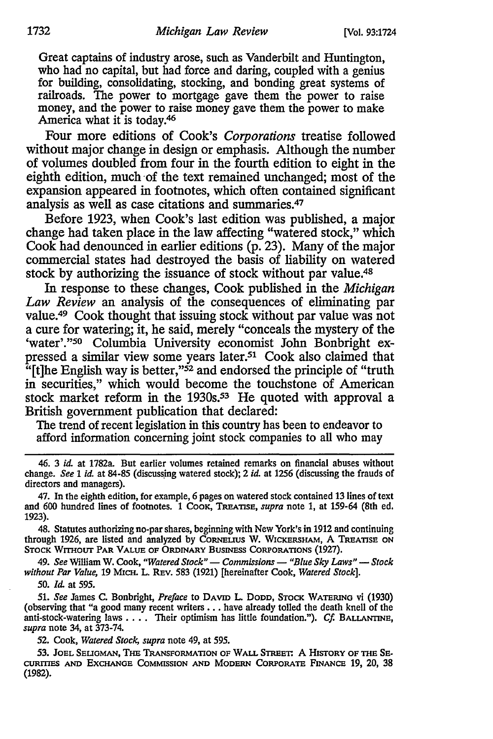> Great captains of industry arose, such as Vanderbilt and Huntington, who had no capital, but had force and daring, coupled with a genius for building, consolidating, stocking, and bonding great systems of railroads. The power to mortgage gave them the power to raise money, and the power to raise money gave them the power to make America what it is today.[46]

Four more editions of Cook's *Corporations* treatise followed without major change in design or emphasis. Although the number of volumes doubled from four in the fourth edition to eight in the eighth edition, much of the text remained unchanged; most of the expansion appeared in footnotes, which often contained significant analysis as well as case citations and summaries.[47]

Before 1923, when Cook's last edition was published, a major change had taken place in the law affecting "watered stock," which Cook had denounced in earlier editions (p. 23). Many of the major commercial states had destroyed the basis of liability on watered stock by authorizing the issuance of stock without par value.[48]

In response to these changes, Cook published in the *Michigan Law Review* an analysis of the consequences of eliminating par value.[49] Cook thought that issuing stock without par value was not a cure for watering; it, he said, merely "conceals the mystery of the 'water'."[50] Columbia University economist John Bonbright expressed a similar view some years later.[51] Cook also claimed that "[t]he English way is better,"[52] and endorsed the principle of "truth in securities," which would become the touchstone of American stock market reform in the 1930s.[53] He quoted with approval a British government publication that declared:

> The trend of recent legislation in this country has been to endeavor to afford information concerning joint stock companies to all who may

---

46. 3 *id.* at 1782a. But earlier volumes retained remarks on financial abuses without change. *See* 1 *id.* at 84-85 (discussing watered stock); 2 *id.* at 1256 (discussing the frauds of directors and managers).

47. In the eighth edition, for example, 6 pages on watered stock contained 13 lines of text and 600 hundred lines of footnotes. 1 COOK, TREATISE, *supra* note 1, at 159-64 (8th ed. 1923).

48. Statutes authorizing no-par shares, beginning with New York's in 1912 and continuing through 1926, are listed and analyzed by CORNELIUS W. WICKERSHAM, A TREATISE ON STOCK WITHOUT PAR VALUE OF ORDINARY BUSINESS CORPORATIONS (1927).

49. *See* William W. Cook, *"Watered Stock" — Commissions — "Blue Sky Laws" — Stock without Par Value*, 19 MICH. L. REV. 583 (1921) [hereinafter Cook, *Watered Stock*].

50. *Id.* at 595.

51. *See* James C. Bonbright, *Preface* to DAVID L. DODD, STOCK WATERING vi (1930) (observing that "a good many recent writers . . . have already tolled the death knell of the anti-stock-watering laws . . . . Their optimism has little foundation."). *Cf.* BALLANTINE, *supra* note 34, at 373-74.

52. Cook, *Watered Stock*, *supra* note 49, at 595.

53. JOEL SELIGMAN, THE TRANSFORMATION OF WALL STREET: A HISTORY OF THE SECURITIES AND EXCHANGE COMMISSION AND MODERN CORPORATE FINANCE 19, 20, 38 (1982).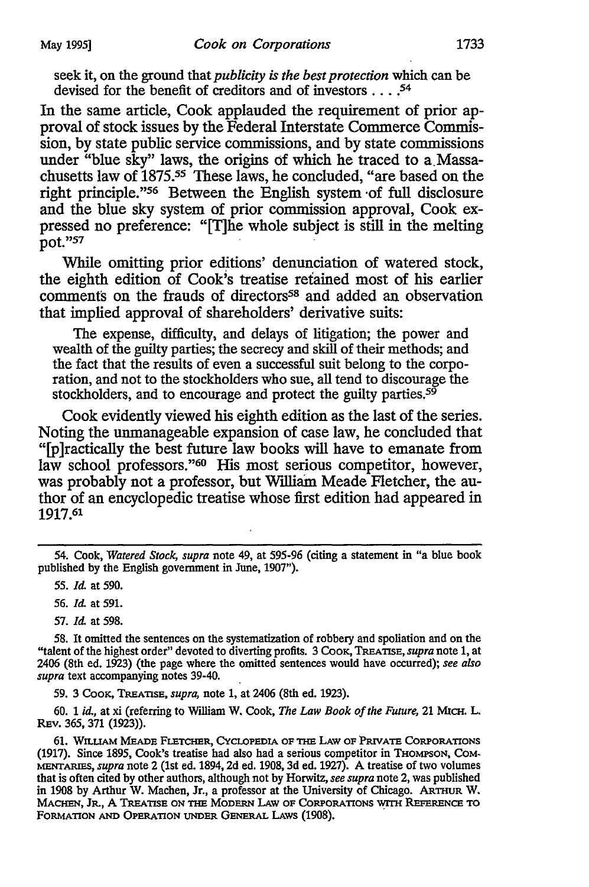> seek it, on the ground that *publicity is the best protection* which can be devised for the benefit of creditors and of investors . . . .[54]

In the same article, Cook applauded the requirement of prior approval of stock issues by the Federal Interstate Commerce Commission, by state public service commissions, and by state commissions under "blue sky" laws, the origins of which he traced to a Massachusetts law of 1875.[55] These laws, he concluded, "are based on the right principle."[56] Between the English system of full disclosure and the blue sky system of prior commission approval, Cook expressed no preference: "[T]he whole subject is still in the melting pot."[57]

While omitting prior editions' denunciation of watered stock, the eighth edition of Cook's treatise retained most of his earlier comments on the frauds of directors[58] and added an observation that implied approval of shareholders' derivative suits:

> The expense, difficulty, and delays of litigation; the power and wealth of the guilty parties; the secrecy and skill of their methods; and the fact that the results of even a successful suit belong to the corporation, and not to the stockholders who sue, all tend to discourage the stockholders, and to encourage and protect the guilty parties.[59]

Cook evidently viewed his eighth edition as the last of the series. Noting the unmanageable expansion of case law, he concluded that "[p]ractically the best future law books will have to emanate from law school professors."[60] His most serious competitor, however, was probably not a professor, but William Meade Fletcher, the author of an encyclopedic treatise whose first edition had appeared in 1917.[61]

---

54. Cook, *Watered Stock*, *supra* note 49, at 595-96 (citing a statement in "a blue book published by the English government in June, 1907").

55. *Id.* at 590.

56. *Id.* at 591.

57. *Id.* at 598.

58. It omitted the sentences on the systematization of robbery and spoliation and on the "talent of the highest order" devoted to diverting profits. 3 COOK, TREATISE, *supra* note 1, at 2406 (8th ed. 1923) (the page where the omitted sentences would have occurred); *see also supra* text accompanying notes 39-40.

59. 3 COOK, TREATISE, *supra*, note 1, at 2406 (8th ed. 1923).

60. 1 *id.*, at xi (referring to William W. Cook, *The Law Book of the Future*, 21 MICH. L. REV. 365, 371 (1923)).

61. WILLIAM MEADE FLETCHER, CYCLOPEDIA OF THE LAW OF PRIVATE CORPORATIONS (1917). Since 1895, Cook's treatise had also had a serious competitor in THOMPSON, COMMENTARIES, *supra* note 2 (1st ed. 1894, 2d ed. 1908, 3d ed. 1927). A treatise of two volumes that is often cited by other authors, although not by Horwitz, *see supra* note 2, was published in 1908 by Arthur W. Machen, Jr., a professor at the University of Chicago. ARTHUR W. MACHEN, JR., A TREATISE ON THE MODERN LAW OF CORPORATIONS WITH REFERENCE TO FORMATION AND OPERATION UNDER GENERAL LAWS (1908).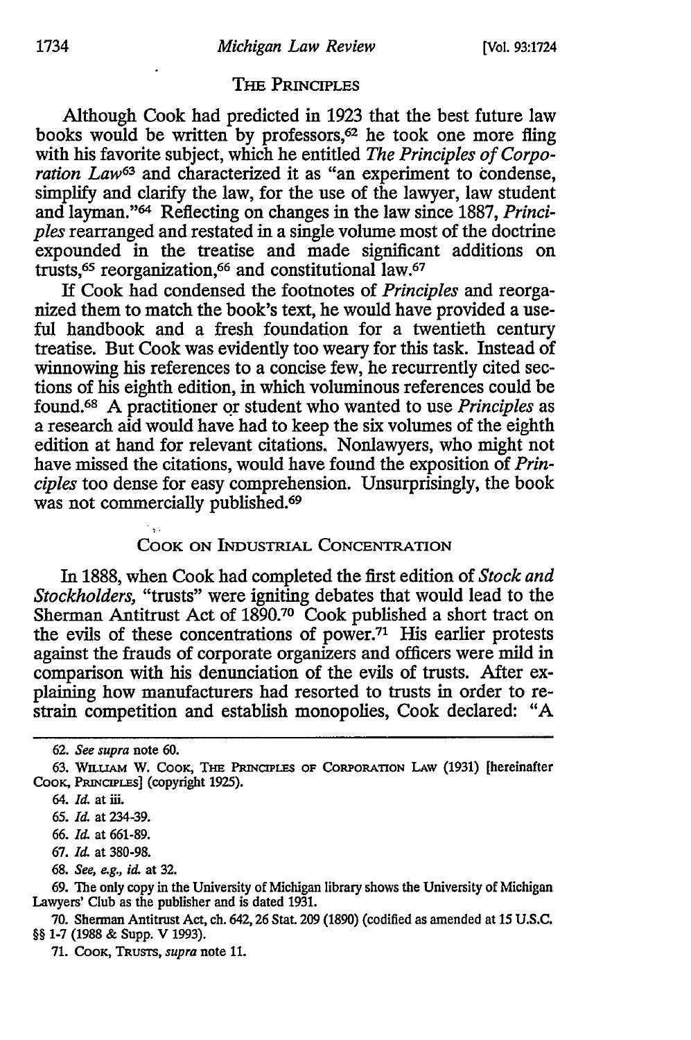## THE PRINCIPLES

Although Cook had predicted in 1923 that the best future law books would be written by professors,[62] he took one more fling with his favorite subject, which he entitled *The Principles of Corporation Law*[63] and characterized it as "an experiment to condense, simplify and clarify the law, for the use of the lawyer, law student and layman."[64] Reflecting on changes in the law since 1887, *Principles* rearranged and restated in a single volume most of the doctrine expounded in the treatise and made significant additions on trusts,[65] reorganization,[66] and constitutional law.[67]

If Cook had condensed the footnotes of *Principles* and reorganized them to match the book's text, he would have provided a useful handbook and a fresh foundation for a twentieth century treatise. But Cook was evidently too weary for this task. Instead of winnowing his references to a concise few, he recurrently cited sections of his eighth edition, in which voluminous references could be found.[68] A practitioner or student who wanted to use *Principles* as a research aid would have had to keep the six volumes of the eighth edition at hand for relevant citations. Nonlawyers, who might not have missed the citations, would have found the exposition of *Principles* too dense for easy comprehension. Unsurprisingly, the book was not commercially published.[69]

## COOK ON INDUSTRIAL CONCENTRATION

In 1888, when Cook had completed the first edition of *Stock and Stockholders*, "trusts" were igniting debates that would lead to the Sherman Antitrust Act of 1890.[70] Cook published a short tract on the evils of these concentrations of power.[71] His earlier protests against the frauds of corporate organizers and officers were mild in comparison with his denunciation of the evils of trusts. After explaining how manufacturers had resorted to trusts in order to restrain competition and establish monopolies, Cook declared: "A

---

62. *See supra* note 60.

63. WILLIAM W. COOK, THE PRINCIPLES OF CORPORATION LAW (1931) [hereinafter COOK, PRINCIPLES] (copyright 1925).

64. *Id.* at iii.

65. *Id.* at 234-39.

66. *Id.* at 661-89.

67. *Id.* at 380-98.

68. *See, e.g., id.* at 32.

69. The only copy in the University of Michigan library shows the University of Michigan Lawyers' Club as the publisher and is dated 1931.

70. Sherman Antitrust Act, ch. 642, 26 Stat. 209 (1890) (codified as amended at 15 U.S.C. §§ 1-7 (1988 & Supp. V 1993).

71. COOK, TRUSTS, *supra* note 11.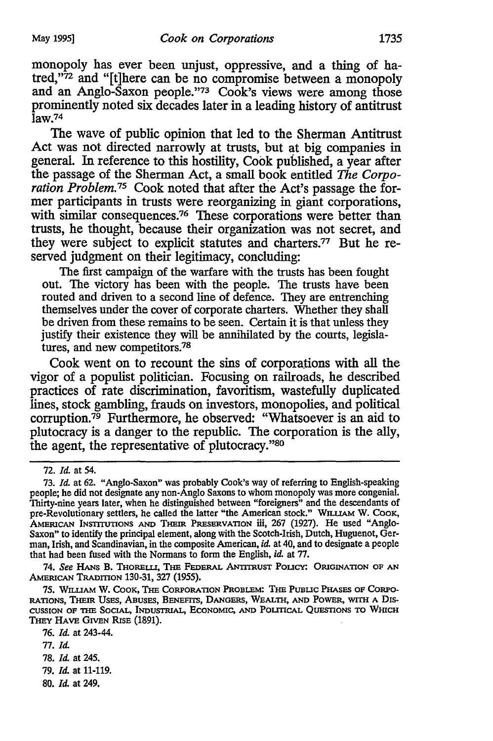monopoly has ever been unjust, oppressive, and a thing of hatred,"[72] and "[t]here can be no compromise between a monopoly and an Anglo-Saxon people."[73] Cook's views were among those prominently noted six decades later in a leading history of antitrust law.[74]

The wave of public opinion that led to the Sherman Antitrust Act was not directed narrowly at trusts, but at big companies in general. In reference to this hostility, Cook published, a year after the passage of the Sherman Act, a small book entitled *The Corporation Problem.*[75] Cook noted that after the Act's passage the former participants in trusts were reorganizing in giant corporations, with similar consequences.[76] These corporations were better than trusts, he thought, because their organization was not secret, and they were subject to explicit statutes and charters.[77] But he reserved judgment on their legitimacy, concluding:

> The first campaign of the warfare with the trusts has been fought out. The victory has been with the people. The trusts have been routed and driven to a second line of defence. They are entrenching themselves under the cover of corporate charters. Whether they shall be driven from these remains to be seen. Certain it is that unless they justify their existence they will be annihilated by the courts, legislatures, and new competitors.[78]

Cook went on to recount the sins of corporations with all the vigor of a populist politician. Focusing on railroads, he described practices of rate discrimination, favoritism, wastefully duplicated lines, stock gambling, frauds on investors, monopolies, and political corruption.[79] Furthermore, he observed: "Whatsoever is an aid to plutocracy is a danger to the republic. The corporation is the ally, the agent, the representative of plutocracy."[80]

---

72. *Id.* at 54.

73. *Id.* at 62. "Anglo-Saxon" was probably Cook's way of referring to English-speaking people; he did not designate any non-Anglo Saxons to whom monopoly was more congenial. Thirty-nine years later, when he distinguished between "foreigners" and the descendants of pre-Revolutionary settlers, he called the latter "the American stock." WILLIAM W. COOK, AMERICAN INSTITUTIONS AND THEIR PRESERVATION iii, 267 (1927). He used "Anglo-Saxon" to identify the principal element, along with the Scotch-Irish, Dutch, Huguenot, German, Irish, and Scandinavian, in the composite American, *id.* at 40, and to designate a people that had been fused with the Normans to form the English, *id.* at 77.

74. *See* HANS B. THORELLI, THE FEDERAL ANTITRUST POLICY: ORIGINATION OF AN AMERICAN TRADITION 130-31, 327 (1955).

75. WILLIAM W. COOK, THE CORPORATION PROBLEM: THE PUBLIC PHASES OF CORPORATIONS, THEIR USES, ABUSES, BENEFITS, DANGERS, WEALTH, AND POWER, WITH A DISCUSSION OF THE SOCIAL, INDUSTRIAL, ECONOMIC, AND POLITICAL QUESTIONS TO WHICH THEY HAVE GIVEN RISE (1891).

76. *Id.* at 243-44.

77. *Id.*

78. *Id.* at 245.

79. *Id.* at 11-119.

80. *Id.* at 249.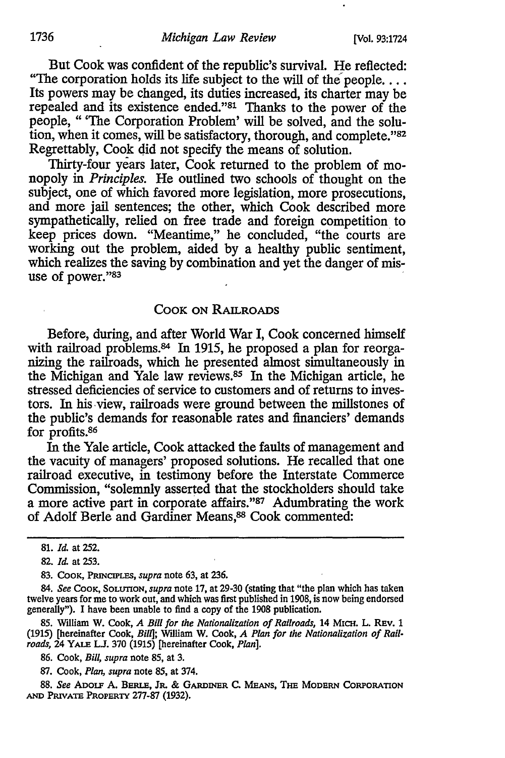But Cook was confident of the republic's survival. He reflected: "The corporation holds its life subject to the will of the people. . . . Its powers may be changed, its duties increased, its charter may be repealed and its existence ended."[81] Thanks to the power of the people, " 'The Corporation Problem' will be solved, and the solution, when it comes, will be satisfactory, thorough, and complete."[82] Regrettably, Cook did not specify the means of solution.

Thirty-four years later, Cook returned to the problem of monopoly in *Principles.* He outlined two schools of thought on the subject, one of which favored more legislation, more prosecutions, and more jail sentences; the other, which Cook described more sympathetically, relied on free trade and foreign competition to keep prices down. "Meantime," he concluded, "the courts are working out the problem, aided by a healthy public sentiment, which realizes the saving by combination and yet the danger of misuse of power."[83]

## COOK ON RAILROADS

Before, during, and after World War I, Cook concerned himself with railroad problems.[84] In 1915, he proposed a plan for reorganizing the railroads, which he presented almost simultaneously in the Michigan and Yale law reviews.[85] In the Michigan article, he stressed deficiencies of service to customers and of returns to investors. In his view, railroads were ground between the millstones of the public's demands for reasonable rates and financiers' demands for profits.[86]

In the Yale article, Cook attacked the faults of management and the vacuity of managers' proposed solutions. He recalled that one railroad executive, in testimony before the Interstate Commerce Commission, "solemnly asserted that the stockholders should take a more active part in corporate affairs."[87] Adumbrating the work of Adolf Berle and Gardiner Means,[88] Cook commented:

---

81. *Id.* at 252.

82. *Id.* at 253.

83. COOK, PRINCIPLES, *supra* note 63, at 236.

84. *See* COOK, SOLUTION, *supra* note 17, at 29-30 (stating that "the plan which has taken twelve years for me to work out, and which was first published in 1908, is now being endorsed generally"). I have been unable to find a copy of the 1908 publication.

85. William W. Cook, *A Bill for the Nationalization of Railroads,* 14 MICH. L. REV. 1 (1915) [hereinafter Cook, *Bill*]; William W. Cook, *A Plan for the Nationalization of Railroads,* 24 YALE L.J. 370 (1915) [hereinafter Cook, *Plan*].

86. Cook, *Bill, supra* note 85, at 3.

87. Cook, *Plan, supra* note 85, at 374.

88. *See* ADOLF A. BERLE, JR. & GARDINER C. MEANS, THE MODERN CORPORATION AND PRIVATE PROPERTY 277-87 (1932).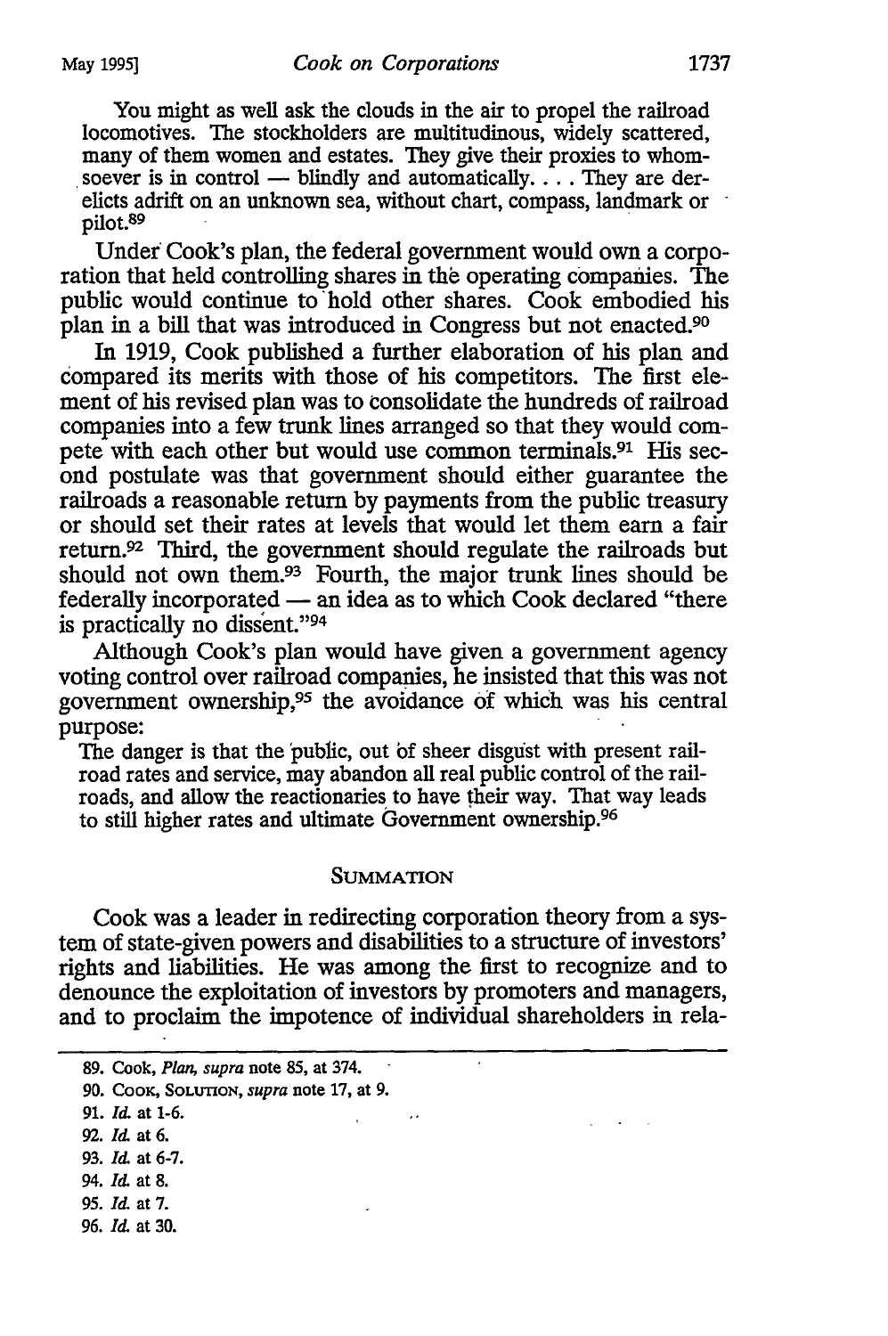> You might as well ask the clouds in the air to propel the railroad locomotives. The stockholders are multitudinous, widely scattered, many of them women and estates. They give their proxies to whomsoever is in control — blindly and automatically. . . . They are derelicts adrift on an unknown sea, without chart, compass, landmark or pilot.[89]

Under Cook's plan, the federal government would own a corporation that held controlling shares in the operating companies. The public would continue to hold other shares. Cook embodied his plan in a bill that was introduced in Congress but not enacted.[90]

In 1919, Cook published a further elaboration of his plan and compared its merits with those of his competitors. The first element of his revised plan was to consolidate the hundreds of railroad companies into a few trunk lines arranged so that they would compete with each other but would use common terminals.[91] His second postulate was that government should either guarantee the railroads a reasonable return by payments from the public treasury or should set their rates at levels that would let them earn a fair return.[92] Third, the government should regulate the railroads but should not own them.[93] Fourth, the major trunk lines should be federally incorporated — an idea as to which Cook declared "there is practically no dissent."[94]

Although Cook's plan would have given a government agency voting control over railroad companies, he insisted that this was not government ownership,[95] the avoidance of which was his central purpose:

> The danger is that the public, out of sheer disgust with present railroad rates and service, may abandon all real public control of the railroads, and allow the reactionaries to have their way. That way leads to still higher rates and ultimate Government ownership.[96]

## Summation

Cook was a leader in redirecting corporation theory from a system of state-given powers and disabilities to a structure of investors' rights and liabilities. He was among the first to recognize and to denounce the exploitation of investors by promoters and managers, and to proclaim the impotence of individual shareholders in rela-

---

89. Cook, *Plan*, *supra* note 85, at 374.

90. Cook, Solution, *supra* note 17, at 9.

91. *Id.* at 1-6.

92. *Id.* at 6.

93. *Id.* at 6-7.

94. *Id.* at 8.

95. *Id.* at 7.

96. *Id.* at 30.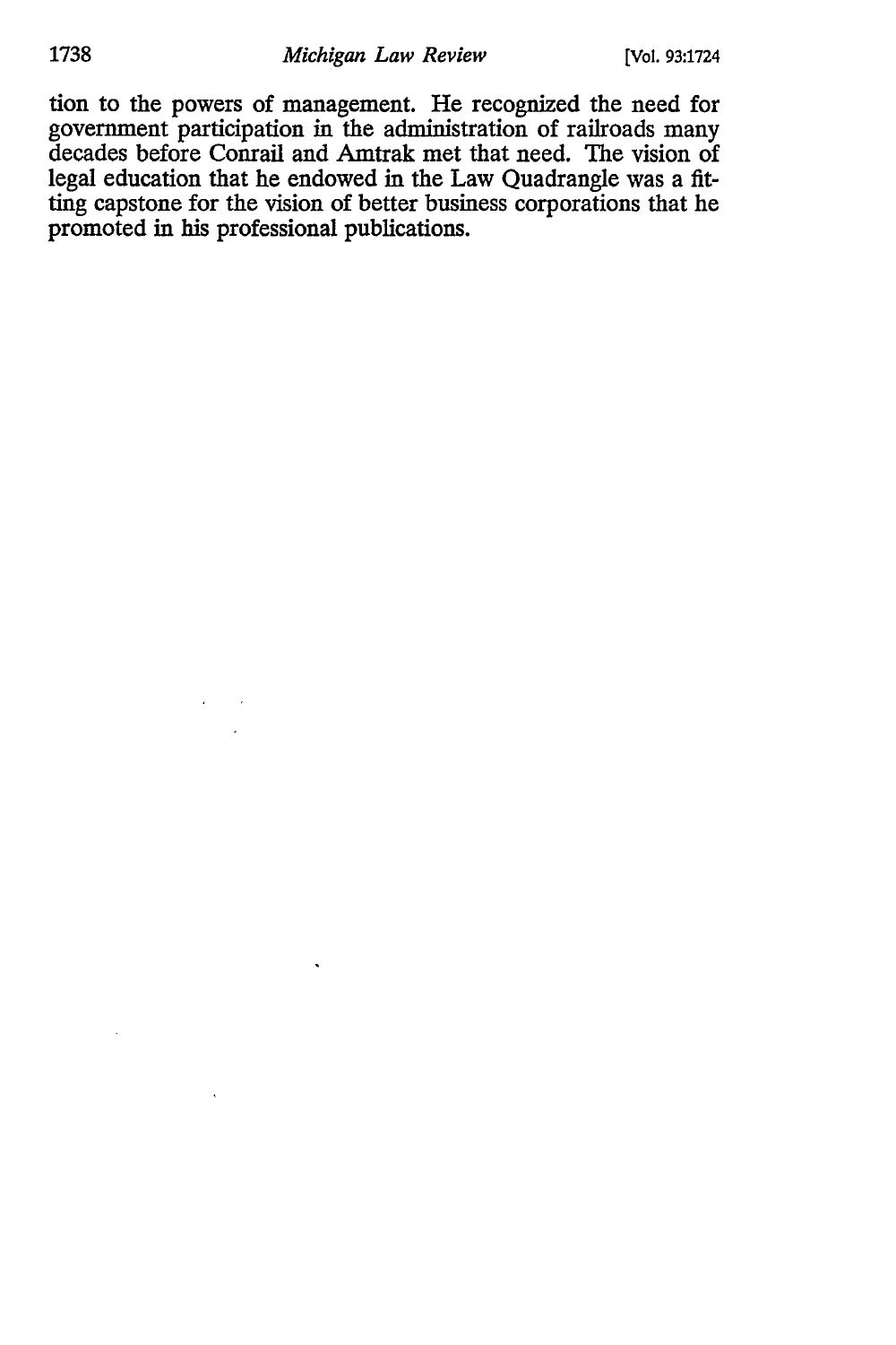tion to the powers of management. He recognized the need for government participation in the administration of railroads many decades before Conrail and Amtrak met that need. The vision of legal education that he endowed in the Law Quadrangle was a fitting capstone for the vision of better business corporations that he promoted in his professional publications.